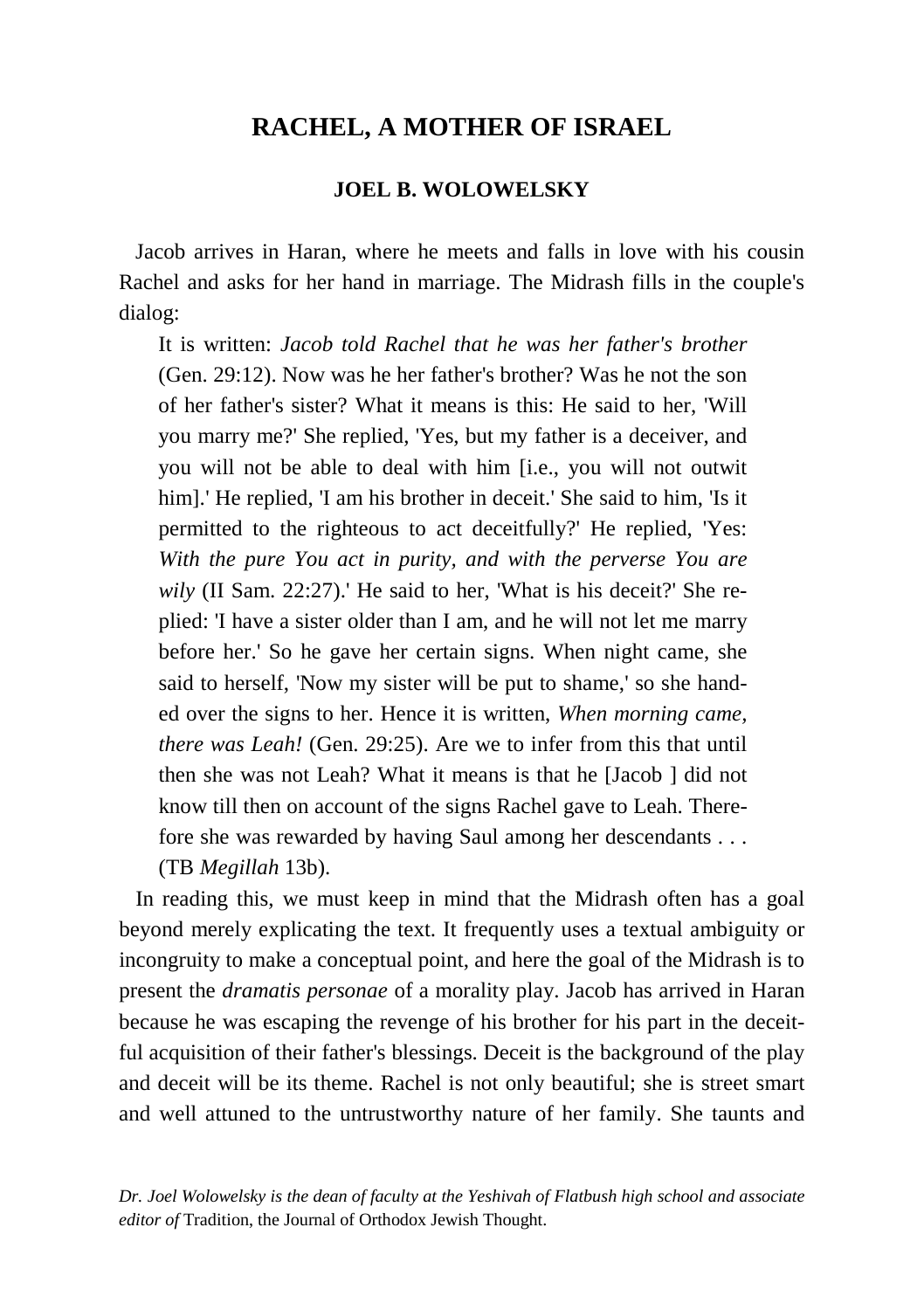# RACHEL, A MOTHER OF ISRAEL

### JOEL B. WOLOWELSKY

Jacob arrives in Haran, where he meets and falls in love with his cousin Rachel and asks for her hand in marriage. The Midrash fills in the couple's dialog:

> It is written: *Jacob told Rachel that he was her father's brother* (Gen. 29:12). Now was he her father's brother? Was he not the son of her father's sister? What it means is this: He said to her, 'Will you marry me?' She replied, 'Yes, but my father is a deceiver, and you will not be able to deal with him [i.e., you will not outwit him].' He replied, 'I am his brother in deceit.' She said to him, 'Is it permitted to the righteous to act deceitfully?' He replied, 'Yes: *With the pure You act in purity, and with the perverse You are wily* (II Sam. 22:27).' He said to her, 'What is his deceit?' She replied: 'I have a sister older than I am, and he will not let me marry before her.' So he gave her certain signs. When night came, she said to herself, 'Now my sister will be put to shame,' so she handed over the signs to her. Hence it is written, *When morning came, there was Leah!* (Gen. 29:25). Are we to infer from this that until then she was not Leah? What it means is that he [Jacob ] did not know till then on account of the signs Rachel gave to Leah. Therefore she was rewarded by having Saul among her descendants . . . (TB *Megillah* 13b).

In reading this, we must keep in mind that the Midrash often has a goal beyond merely explicating the text. It frequently uses a textual ambiguity or incongruity to make a conceptual point, and here the goal of the Midrash is to present the *dramatis personae* of a morality play. Jacob has arrived in Haran because he was escaping the revenge of his brother for his part in the deceitful acquisition of their father's blessings. Deceit is the background of the play and deceit will be its theme. Rachel is not only beautiful; she is street smart and well attuned to the untrustworthy nature of her family. She taunts and

*Dr. Joel Wolowelsky is the dean of faculty at the Yeshivah of Flatbush high school and associate editor of* Tradition, the Journal of Orthodox Jewish Thought.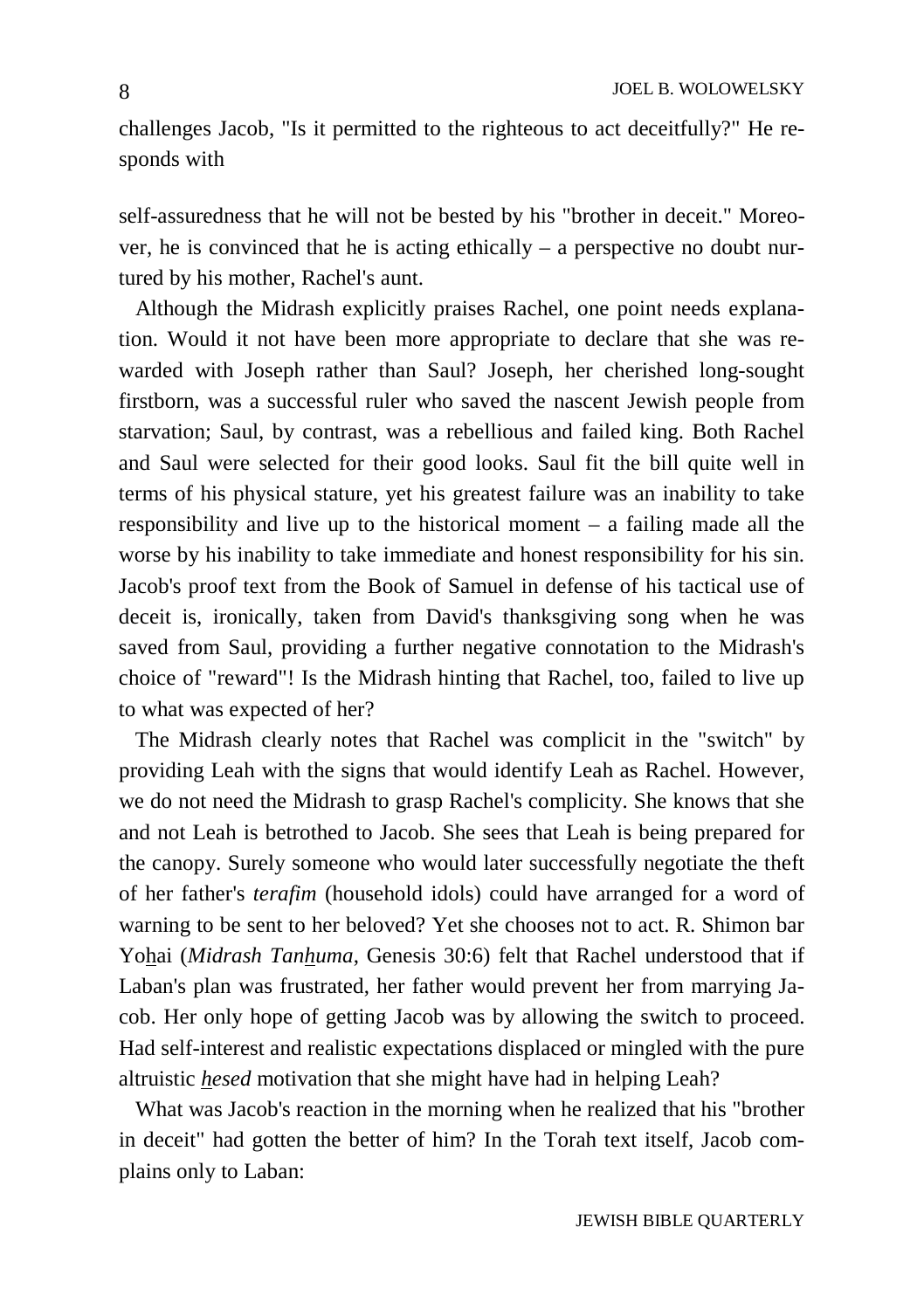challenges Jacob, "Is it permitted to the righteous to act deceitfully?" He responds with

self-assuredness that he will not be bested by his "brother in deceit." Moreover, he is convinced that he is acting ethically – a perspective no doubt nurtured by his mother, Rachel's aunt.

Although the Midrash explicitly praises Rachel, one point needs explanation. Would it not have been more appropriate to declare that she was rewarded with Joseph rather than Saul? Joseph, her cherished long-sought firstborn, was a successful ruler who saved the nascent Jewish people from starvation; Saul, by contrast, was a rebellious and failed king. Both Rachel and Saul were selected for their good looks. Saul fit the bill quite well in terms of his physical stature, yet his greatest failure was an inability to take responsibility and live up to the historical moment – a failing made all the worse by his inability to take immediate and honest responsibility for his sin. Jacob's proof text from the Book of Samuel in defense of his tactical use of deceit is, ironically, taken from David's thanksgiving song when he was saved from Saul, providing a further negative connotation to the Midrash's choice of "reward"! Is the Midrash hinting that Rachel, too, failed to live up to what was expected of her?

The Midrash clearly notes that Rachel was complicit in the "switch" by providing Leah with the signs that would identify Leah as Rachel. However, we do not need the Midrash to grasp Rachel's complicity. She knows that she and not Leah is betrothed to Jacob. She sees that Leah is being prepared for the canopy. Surely someone who would later successfully negotiate the theft of her father's *terafim* (household idols) could have arranged for a word of warning to be sent to her beloved? Yet she chooses not to act. R. Shimon bar Yohai (*Midrash Tanhuma*, Genesis 30:6) felt that Rachel understood that if Laban's plan was frustrated, her father would prevent her from marrying Jacob. Her only hope of getting Jacob was by allowing the switch to proceed. Had self-interest and realistic expectations displaced or mingled with the pure altruistic *hesed* motivation that she might have had in helping Leah?

What was Jacob's reaction in the morning when he realized that his "brother in deceit" had gotten the better of him? In the Torah text itself, Jacob complains only to Laban: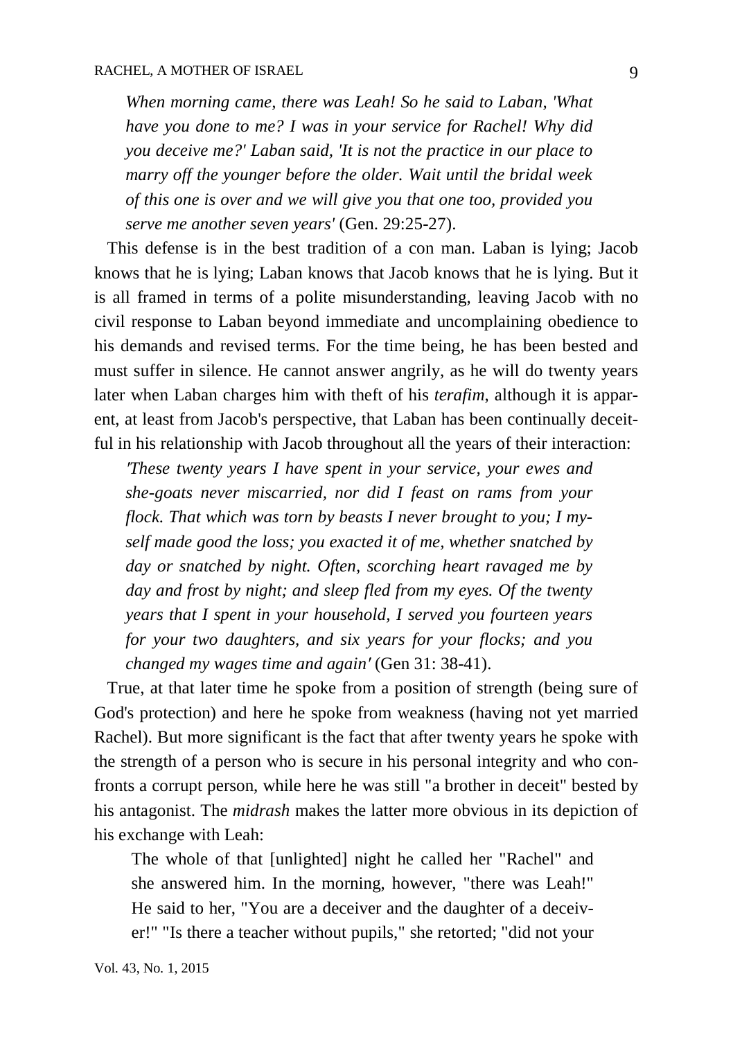*When morning came, there was Leah! So he said to Laban, 'What have you done to me? I was in your service for Rachel! Why did you deceive me?' Laban said, 'It is not the practice in our place to marry off the younger before the older. Wait until the bridal week of this one is over and we will give you that one too, provided you serve me another seven years'* (Gen. 29:25-27).

This defense is in the best tradition of a con man. Laban is lying; Jacob knows that he is lying; Laban knows that Jacob knows that he is lying. But it is all framed in terms of a polite misunderstanding, leaving Jacob with no civil response to Laban beyond immediate and uncomplaining obedience to his demands and revised terms. For the time being, he has been bested and must suffer in silence. He cannot answer angrily, as he will do twenty years later when Laban charges him with theft of his *terafim*, although it is apparent, at least from Jacob's perspective, that Laban has been continually deceitful in his relationship with Jacob throughout all the years of their interaction:

*'These twenty years I have spent in your service, your ewes and she-goats never miscarried, nor did I feast on rams from your flock. That which was torn by beasts I never brought to you; I myself made good the loss; you exacted it of me, whether snatched by day or snatched by night. Often, scorching heart ravaged me by day and frost by night; and sleep fled from my eyes. Of the twenty years that I spent in your household, I served you fourteen years for your two daughters, and six years for your flocks; and you changed my wages time and again'* (Gen 31: 38-41).

True, at that later time he spoke from a position of strength (being sure of God's protection) and here he spoke from weakness (having not yet married Rachel). But more significant is the fact that after twenty years he spoke with the strength of a person who is secure in his personal integrity and who confronts a corrupt person, while here he was still "a brother in deceit" bested by his antagonist. The *midrash* makes the latter more obvious in its depiction of his exchange with Leah:

> The whole of that [unlighted] night he called her "Rachel" and she answered him. In the morning, however, "there was Leah!" He said to her, "You are a deceiver and the daughter of a deceiver!" "Is there a teacher without pupils," she retorted; "did not your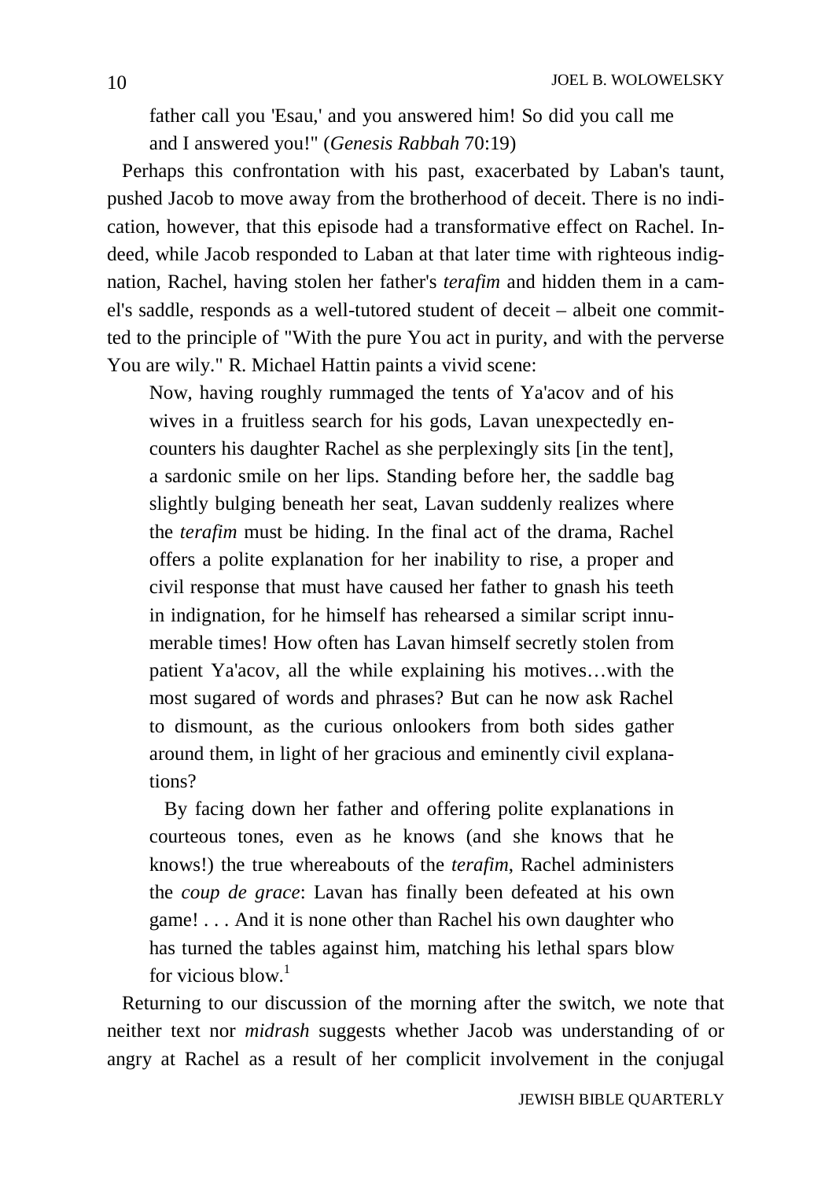> father call you 'Esau,' and you answered him! So did you call me and I answered you!" (*Genesis Rabbah* 70:19)

Perhaps this confrontation with his past, exacerbated by Laban's taunt, pushed Jacob to move away from the brotherhood of deceit. There is no indication, however, that this episode had a transformative effect on Rachel. Indeed, while Jacob responded to Laban at that later time with righteous indignation, Rachel, having stolen her father's *terafim* and hidden them in a camel's saddle, responds as a well-tutored student of deceit – albeit one committed to the principle of "With the pure You act in purity, and with the perverse You are wily." R. Michael Hattin paints a vivid scene:

> Now, having roughly rummaged the tents of Ya'acov and of his wives in a fruitless search for his gods, Lavan unexpectedly encounters his daughter Rachel as she perplexingly sits [in the tent], a sardonic smile on her lips. Standing before her, the saddle bag slightly bulging beneath her seat, Lavan suddenly realizes where the *terafim* must be hiding. In the final act of the drama, Rachel offers a polite explanation for her inability to rise, a proper and civil response that must have caused her father to gnash his teeth in indignation, for he himself has rehearsed a similar script innumerable times! How often has Lavan himself secretly stolen from patient Ya'acov, all the while explaining his motives…with the most sugared of words and phrases? But can he now ask Rachel to dismount, as the curious onlookers from both sides gather around them, in light of her gracious and eminently civil explanations?
>
> By facing down her father and offering polite explanations in courteous tones, even as he knows (and she knows that he knows!) the true whereabouts of the *terafim*, Rachel administers the *coup de grace*: Lavan has finally been defeated at his own game! . . . And it is none other than Rachel his own daughter who has turned the tables against him, matching his lethal spars blow for vicious blow.[1]

Returning to our discussion of the morning after the switch, we note that neither text nor *midrash* suggests whether Jacob was understanding of or angry at Rachel as a result of her complicit involvement in the conjugal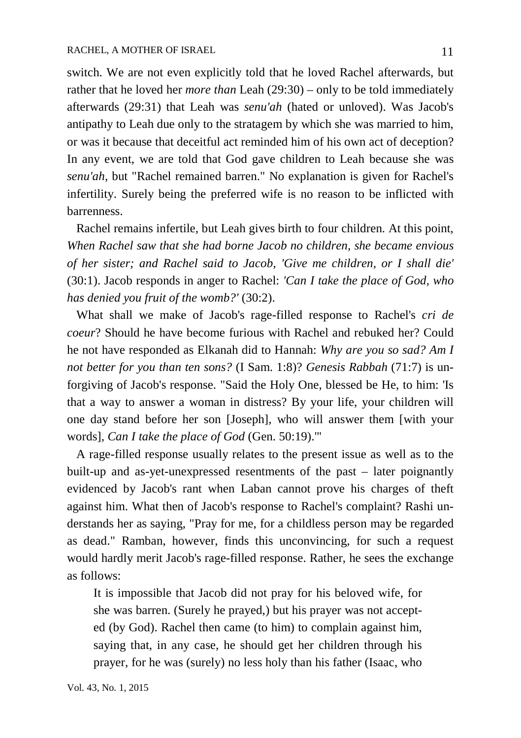switch. We are not even explicitly told that he loved Rachel afterwards, but rather that he loved her *more than* Leah (29:30) – only to be told immediately afterwards (29:31) that Leah was *senu'ah* (hated or unloved). Was Jacob's antipathy to Leah due only to the stratagem by which she was married to him, or was it because that deceitful act reminded him of his own act of deception? In any event, we are told that God gave children to Leah because she was *senu'ah*, but "Rachel remained barren." No explanation is given for Rachel's infertility. Surely being the preferred wife is no reason to be inflicted with barrenness.

Rachel remains infertile, but Leah gives birth to four children. At this point, *When Rachel saw that she had borne Jacob no children, she became envious of her sister; and Rachel said to Jacob, 'Give me children, or I shall die'* (30:1). Jacob responds in anger to Rachel: *'Can I take the place of God, who has denied you fruit of the womb?'* (30:2).

What shall we make of Jacob's rage-filled response to Rachel's *cri de coeur*? Should he have become furious with Rachel and rebuked her? Could he not have responded as Elkanah did to Hannah: *Why are you so sad? Am I not better for you than ten sons?* (I Sam. 1:8)? *Genesis Rabbah* (71:7) is unforgiving of Jacob's response. "Said the Holy One, blessed be He, to him: 'Is that a way to answer a woman in distress? By your life, your children will one day stand before her son [Joseph], who will answer them [with your words], *Can I take the place of God* (Gen. 50:19).'"

A rage-filled response usually relates to the present issue as well as to the built-up and as-yet-unexpressed resentments of the past – later poignantly evidenced by Jacob's rant when Laban cannot prove his charges of theft against him. What then of Jacob's response to Rachel's complaint? Rashi understands her as saying, "Pray for me, for a childless person may be regarded as dead." Ramban, however, finds this unconvincing, for such a request would hardly merit Jacob's rage-filled response. Rather, he sees the exchange as follows:

> It is impossible that Jacob did not pray for his beloved wife, for she was barren. (Surely he prayed,) but his prayer was not accepted (by God). Rachel then came (to him) to complain against him, saying that, in any case, he should get her children through his prayer, for he was (surely) no less holy than his father (Isaac, who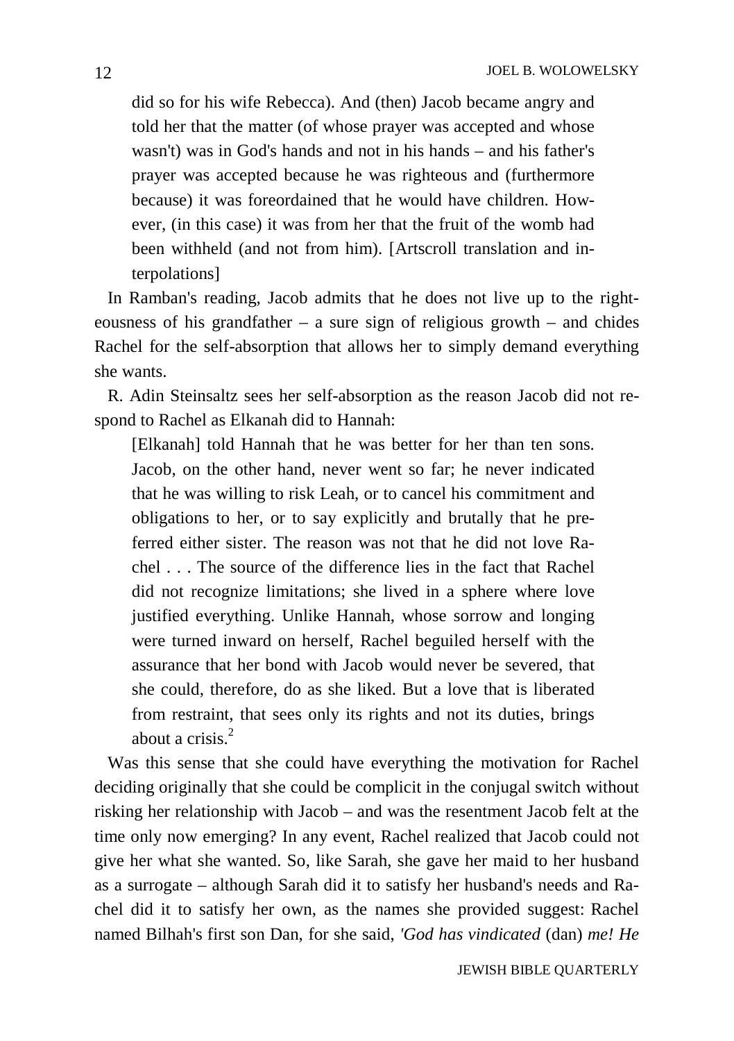did so for his wife Rebecca). And (then) Jacob became angry and told her that the matter (of whose prayer was accepted and whose wasn't) was in God's hands and not in his hands – and his father's prayer was accepted because he was righteous and (furthermore because) it was foreordained that he would have children. However, (in this case) it was from her that the fruit of the womb had been withheld (and not from him). [Artscroll translation and interpolations]

In Ramban's reading, Jacob admits that he does not live up to the righteousness of his grandfather – a sure sign of religious growth – and chides Rachel for the self-absorption that allows her to simply demand everything she wants.

R. Adin Steinsaltz sees her self-absorption as the reason Jacob did not respond to Rachel as Elkanah did to Hannah:

> [Elkanah] told Hannah that he was better for her than ten sons. Jacob, on the other hand, never went so far; he never indicated that he was willing to risk Leah, or to cancel his commitment and obligations to her, or to say explicitly and brutally that he preferred either sister. The reason was not that he did not love Rachel . . . The source of the difference lies in the fact that Rachel did not recognize limitations; she lived in a sphere where love justified everything. Unlike Hannah, whose sorrow and longing were turned inward on herself, Rachel beguiled herself with the assurance that her bond with Jacob would never be severed, that she could, therefore, do as she liked. But a love that is liberated from restraint, that sees only its rights and not its duties, brings about a crisis.[2]

Was this sense that she could have everything the motivation for Rachel deciding originally that she could be complicit in the conjugal switch without risking her relationship with Jacob – and was the resentment Jacob felt at the time only now emerging? In any event, Rachel realized that Jacob could not give her what she wanted. So, like Sarah, she gave her maid to her husband as a surrogate – although Sarah did it to satisfy her husband's needs and Rachel did it to satisfy her own, as the names she provided suggest: Rachel named Bilhah's first son Dan, for she said, *'God has vindicated* (dan) *me! He*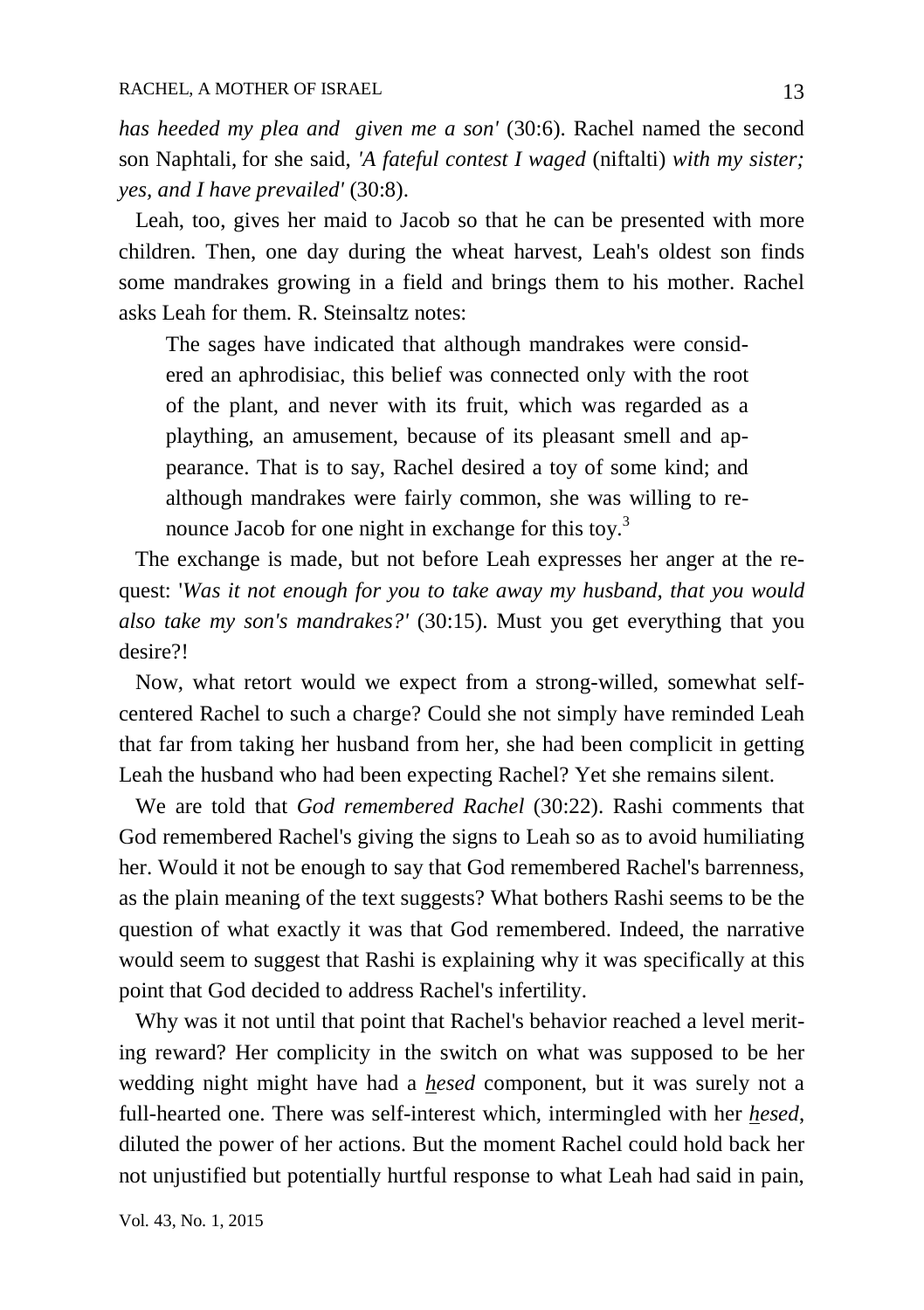*has heeded my plea and given me a son'* (30:6). Rachel named the second son Naphtali, for she said, *'A fateful contest I waged* (niftalti) *with my sister; yes, and I have prevailed'* (30:8).

Leah, too, gives her maid to Jacob so that he can be presented with more children. Then, one day during the wheat harvest, Leah's oldest son finds some mandrakes growing in a field and brings them to his mother. Rachel asks Leah for them. R. Steinsaltz notes:

> The sages have indicated that although mandrakes were considered an aphrodisiac, this belief was connected only with the root of the plant, and never with its fruit, which was regarded as a plaything, an amusement, because of its pleasant smell and appearance. That is to say, Rachel desired a toy of some kind; and although mandrakes were fairly common, she was willing to renounce Jacob for one night in exchange for this toy.[3]

The exchange is made, but not before Leah expresses her anger at the request: '*Was it not enough for you to take away my husband, that you would also take my son's mandrakes?'* (30:15). Must you get everything that you desire?!

Now, what retort would we expect from a strong-willed, somewhat self-centered Rachel to such a charge? Could she not simply have reminded Leah that far from taking her husband from her, she had been complicit in getting Leah the husband who had been expecting Rachel? Yet she remains silent.

We are told that *God remembered Rachel* (30:22). Rashi comments that God remembered Rachel's giving the signs to Leah so as to avoid humiliating her. Would it not be enough to say that God remembered Rachel's barrenness, as the plain meaning of the text suggests? What bothers Rashi seems to be the question of what exactly it was that God remembered. Indeed, the narrative would seem to suggest that Rashi is explaining why it was specifically at this point that God decided to address Rachel's infertility.

Why was it not until that point that Rachel's behavior reached a level meriting reward? Her complicity in the switch on what was supposed to be her wedding night might have had a *hesed* component, but it was surely not a full-hearted one. There was self-interest which, intermingled with her *hesed*, diluted the power of her actions. But the moment Rachel could hold back her not unjustified but potentially hurtful response to what Leah had said in pain,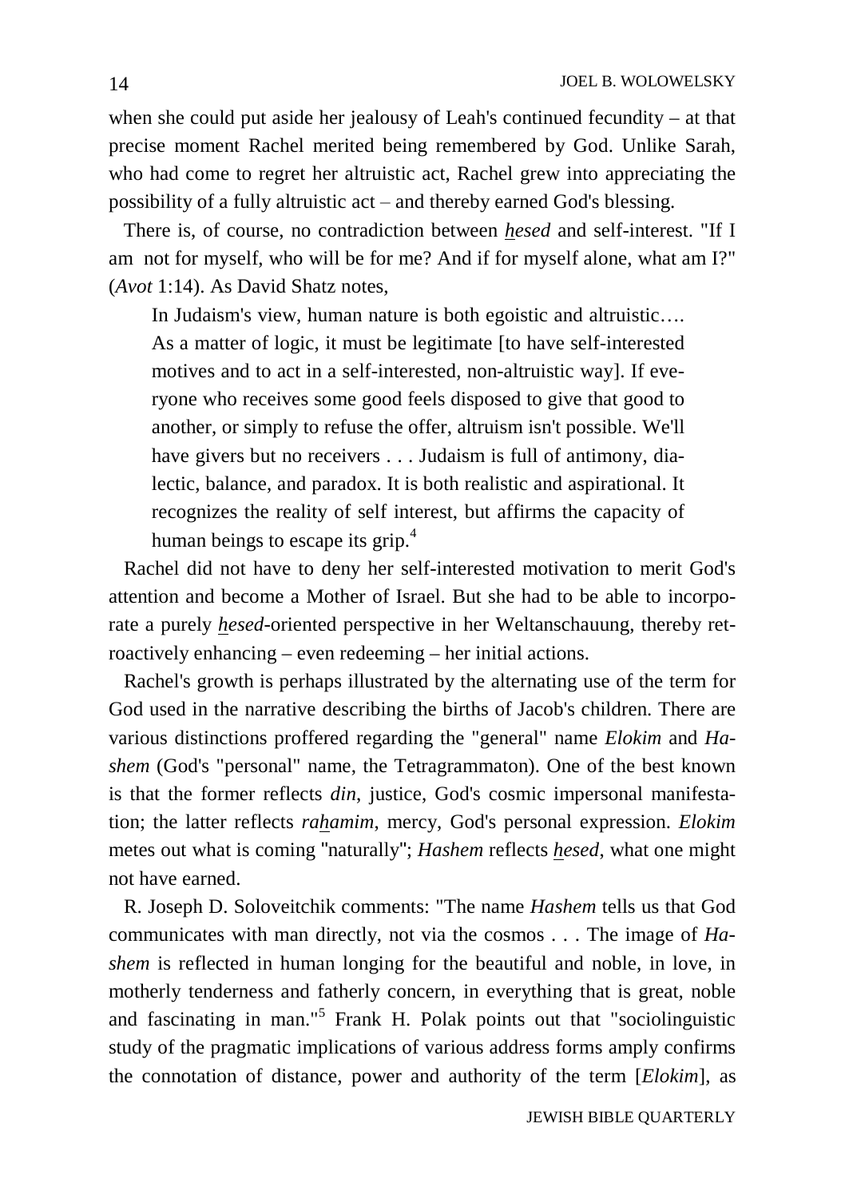when she could put aside her jealousy of Leah's continued fecundity – at that precise moment Rachel merited being remembered by God. Unlike Sarah, who had come to regret her altruistic act, Rachel grew into appreciating the possibility of a fully altruistic act – and thereby earned God's blessing.

There is, of course, no contradiction between *hesed* and self-interest. "If I am not for myself, who will be for me? And if for myself alone, what am I?" (*Avot* 1:14). As David Shatz notes,

> In Judaism's view, human nature is both egoistic and altruistic…. As a matter of logic, it must be legitimate [to have self-interested motives and to act in a self-interested, non-altruistic way]. If everyone who receives some good feels disposed to give that good to another, or simply to refuse the offer, altruism isn't possible. We'll have givers but no receivers . . . Judaism is full of antimony, dialectic, balance, and paradox. It is both realistic and aspirational. It recognizes the reality of self interest, but affirms the capacity of human beings to escape its grip.[4]

Rachel did not have to deny her self-interested motivation to merit God's attention and become a Mother of Israel. But she had to be able to incorporate a purely *hesed*-oriented perspective in her Weltanschauung, thereby retroactively enhancing – even redeeming – her initial actions.

Rachel's growth is perhaps illustrated by the alternating use of the term for God used in the narrative describing the births of Jacob's children. There are various distinctions proffered regarding the "general" name *Elokim* and *Hashem* (God's "personal" name, the Tetragrammaton). One of the best known is that the former reflects *din*, justice, God's cosmic impersonal manifestation; the latter reflects *rahamim*, mercy, God's personal expression. *Elokim* metes out what is coming "naturally"; *Hashem* reflects *hesed*, what one might not have earned.

R. Joseph D. Soloveitchik comments: "The name *Hashem* tells us that God communicates with man directly, not via the cosmos . . . The image of *Hashem* is reflected in human longing for the beautiful and noble, in love, in motherly tenderness and fatherly concern, in everything that is great, noble and fascinating in man."[5] Frank H. Polak points out that "sociolinguistic study of the pragmatic implications of various address forms amply confirms the connotation of distance, power and authority of the term [*Elokim*], as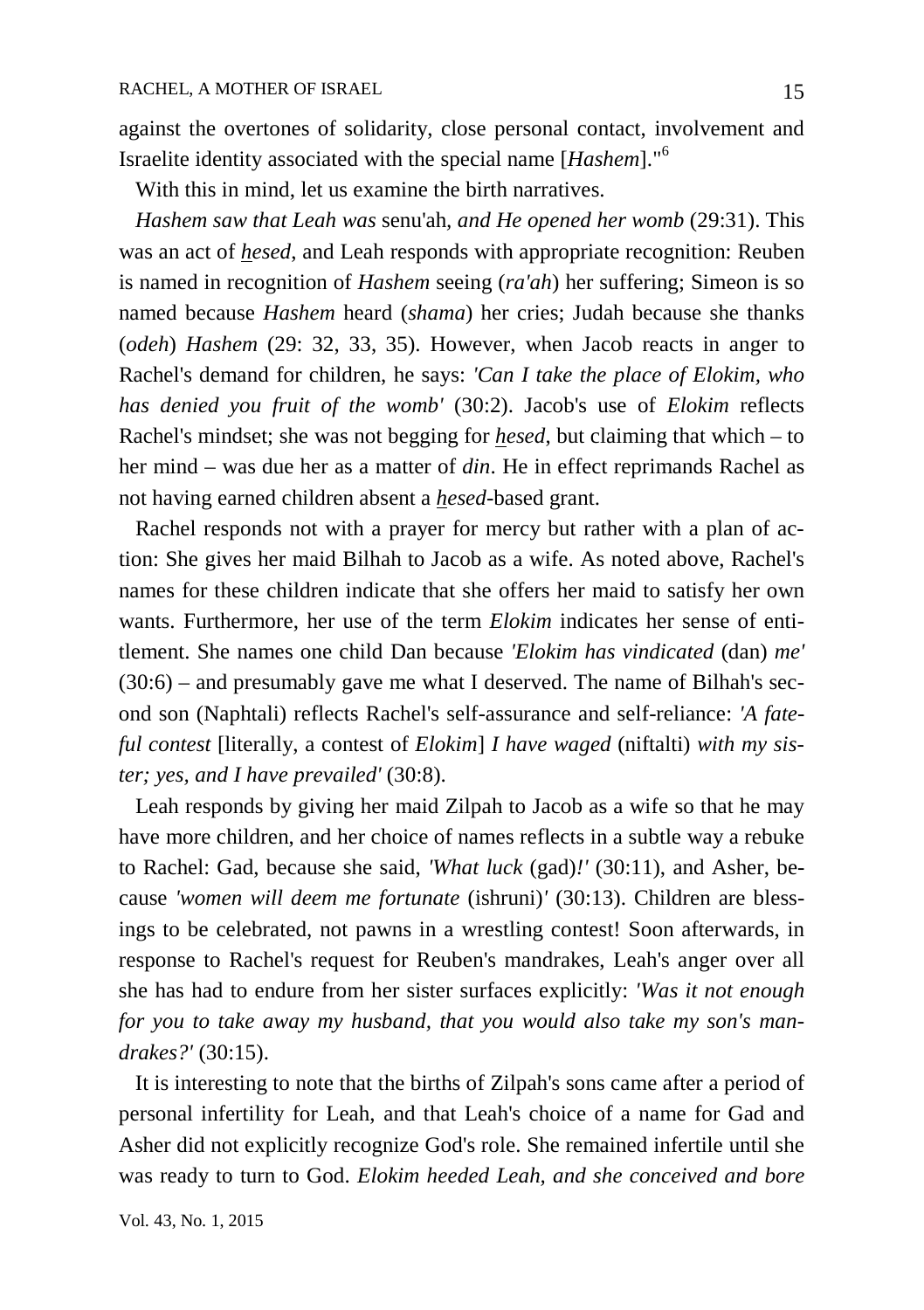against the overtones of solidarity, close personal contact, involvement and Israelite identity associated with the special name [*Hashem*]."[6]

With this in mind, let us examine the birth narratives.

*Hashem saw that Leah was* senu'ah, *and He opened her womb* (29:31). This was an act of *hesed*, and Leah responds with appropriate recognition: Reuben is named in recognition of *Hashem* seeing (*ra'ah*) her suffering; Simeon is so named because *Hashem* heard (*shama*) her cries; Judah because she thanks (*odeh*) *Hashem* (29: 32, 33, 35). However, when Jacob reacts in anger to Rachel's demand for children, he says: *'Can I take the place of Elokim, who has denied you fruit of the womb'* (30:2). Jacob's use of *Elokim* reflects Rachel's mindset; she was not begging for *hesed*, but claiming that which – to her mind – was due her as a matter of *din*. He in effect reprimands Rachel as not having earned children absent a *hesed*-based grant.

Rachel responds not with a prayer for mercy but rather with a plan of action: She gives her maid Bilhah to Jacob as a wife. As noted above, Rachel's names for these children indicate that she offers her maid to satisfy her own wants. Furthermore, her use of the term *Elokim* indicates her sense of entitlement. She names one child Dan because *'Elokim has vindicated* (dan) *me'* (30:6) – and presumably gave me what I deserved. The name of Bilhah's second son (Naphtali) reflects Rachel's self-assurance and self-reliance: *'A fateful contest* [literally, a contest of *Elokim*] *I have waged* (niftalti) *with my sister; yes, and I have prevailed'* (30:8).

Leah responds by giving her maid Zilpah to Jacob as a wife so that he may have more children, and her choice of names reflects in a subtle way a rebuke to Rachel: Gad, because she said, *'What luck* (gad)*!'* (30:11), and Asher, because *'women will deem me fortunate* (ishruni)*'* (30:13). Children are blessings to be celebrated, not pawns in a wrestling contest! Soon afterwards, in response to Rachel's request for Reuben's mandrakes, Leah's anger over all she has had to endure from her sister surfaces explicitly: *'Was it not enough for you to take away my husband, that you would also take my son's mandrakes?'* (30:15).

It is interesting to note that the births of Zilpah's sons came after a period of personal infertility for Leah, and that Leah's choice of a name for Gad and Asher did not explicitly recognize God's role. She remained infertile until she was ready to turn to God. *Elokim heeded Leah, and she conceived and bore*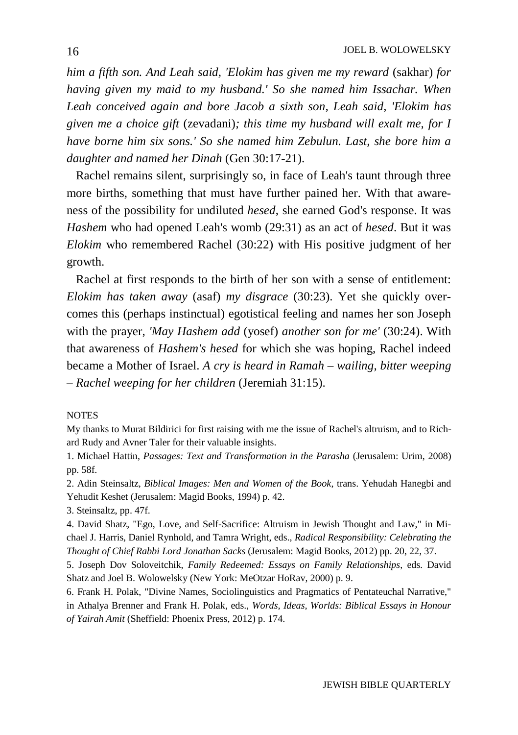*him a fifth son. And Leah said, 'Elokim has given me my reward* (sakhar) *for having given my maid to my husband.' So she named him Issachar. When Leah conceived again and bore Jacob a sixth son, Leah said, 'Elokim has given me a choice gift* (zevadani)*; this time my husband will exalt me, for I have borne him six sons.' So she named him Zebulun. Last, she bore him a daughter and named her Dinah* (Gen 30:17-21).

Rachel remains silent, surprisingly so, in face of Leah's taunt through three more births, something that must have further pained her. With that awareness of the possibility for undiluted *hesed*, she earned God's response. It was *Hashem* who had opened Leah's womb (29:31) as an act of *hesed*. But it was *Elokim* who remembered Rachel (30:22) with His positive judgment of her growth.

Rachel at first responds to the birth of her son with a sense of entitlement: *Elokim has taken away* (asaf) *my disgrace* (30:23). Yet she quickly overcomes this (perhaps instinctual) egotistical feeling and names her son Joseph with the prayer, *'May Hashem add* (yosef) *another son for me'* (30:24). With that awareness of *Hashem's hesed* for which she was hoping, Rachel indeed became a Mother of Israel. *A cry is heard in Ramah – wailing, bitter weeping – Rachel weeping for her children* (Jeremiah 31:15).

NOTES

My thanks to Murat Bildirici for first raising with me the issue of Rachel's altruism, and to Richard Rudy and Avner Taler for their valuable insights.

1. Michael Hattin, *Passages: Text and Transformation in the Parasha* (Jerusalem: Urim, 2008) pp. 58f.

2. Adin Steinsaltz, *Biblical Images: Men and Women of the Book*, trans. Yehudah Hanegbi and Yehudit Keshet (Jerusalem: Magid Books, 1994) p. 42.

3. Steinsaltz, pp. 47f.

4. David Shatz, "Ego, Love, and Self-Sacrifice: Altruism in Jewish Thought and Law," in Michael J. Harris, Daniel Rynhold, and Tamra Wright, eds., *Radical Responsibility: Celebrating the Thought of Chief Rabbi Lord Jonathan Sacks* (Jerusalem: Magid Books, 2012) pp. 20, 22, 37.

5. Joseph Dov Soloveitchik, *Family Redeemed: Essays on Family Relationships*, eds. David Shatz and Joel B. Wolowelsky (New York: MeOtzar HoRav, 2000) p. 9.

6. Frank H. Polak, "Divine Names, Sociolinguistics and Pragmatics of Pentateuchal Narrative," in Athalya Brenner and Frank H. Polak, eds., *Words, Ideas, Worlds: Biblical Essays in Honour of Yairah Amit* (Sheffield: Phoenix Press, 2012) p. 174.